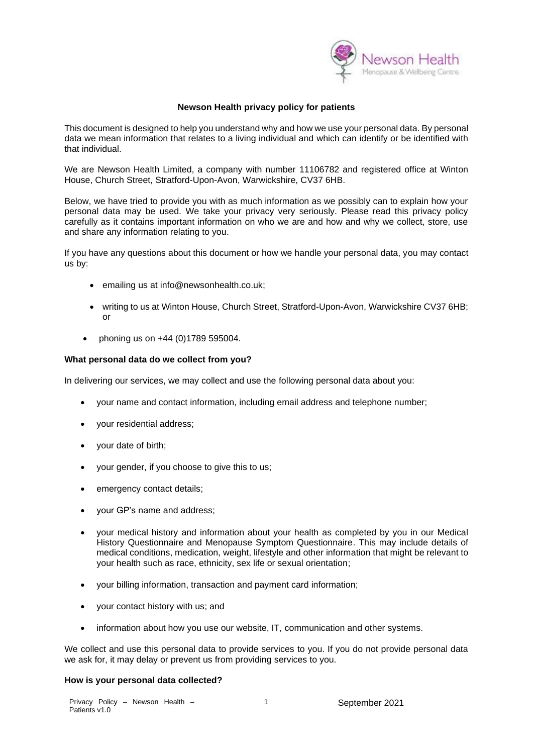**Newson Health privacy policy for patients**

This document is designed to help you understand why and how we use your personal data. By personal data we mean information that relates to a living individual and which can identify or be identified with that individual.

We are Newson Health Limited, a company with number 11106782 and registered office at Winton House, Church Street, Stratford-Upon-Avon, Warwickshire, CV37 6HB.

Below, we have tried to provide you with as much information as we possibly can to explain how your personal data may be used. We take your privacy very seriously. Please read this privacy policy carefully as it contains important information on who we are and how and why we collect, store, use and share any information relating to you.

If you have any questions about this document or how we handle your personal data, you may contact us by:

- emailing us at info@newsonhealth.co.uk;
- writing to us at Winton House, Church Street, Stratford-Upon-Avon, Warwickshire CV37 6HB; or
- phoning us on +44 (0)1789 595004.

**What personal data do we collect from you?**

In delivering our services, we may collect and use the following personal data about you:

- your name and contact information, including email address and telephone number;
- your residential address;
- your date of birth;
- your gender, if you choose to give this to us;
- emergency contact details;
- your GP's name and address;
- your medical history and information about your health as completed by you in our Medical History Questionnaire and Menopause Symptom Questionnaire. This may include details of medical conditions, medication, weight, lifestyle and other information that might be relevant to your health such as race, ethnicity, sex life or sexual orientation;
- your billing information, transaction and payment card information;
- your contact history with us; and
- information about how you use our website, IT, communication and other systems.

We collect and use this personal data to provide services to you. If you do not provide personal data we ask for, it may delay or prevent us from providing services to you.

**How is your personal data collected?**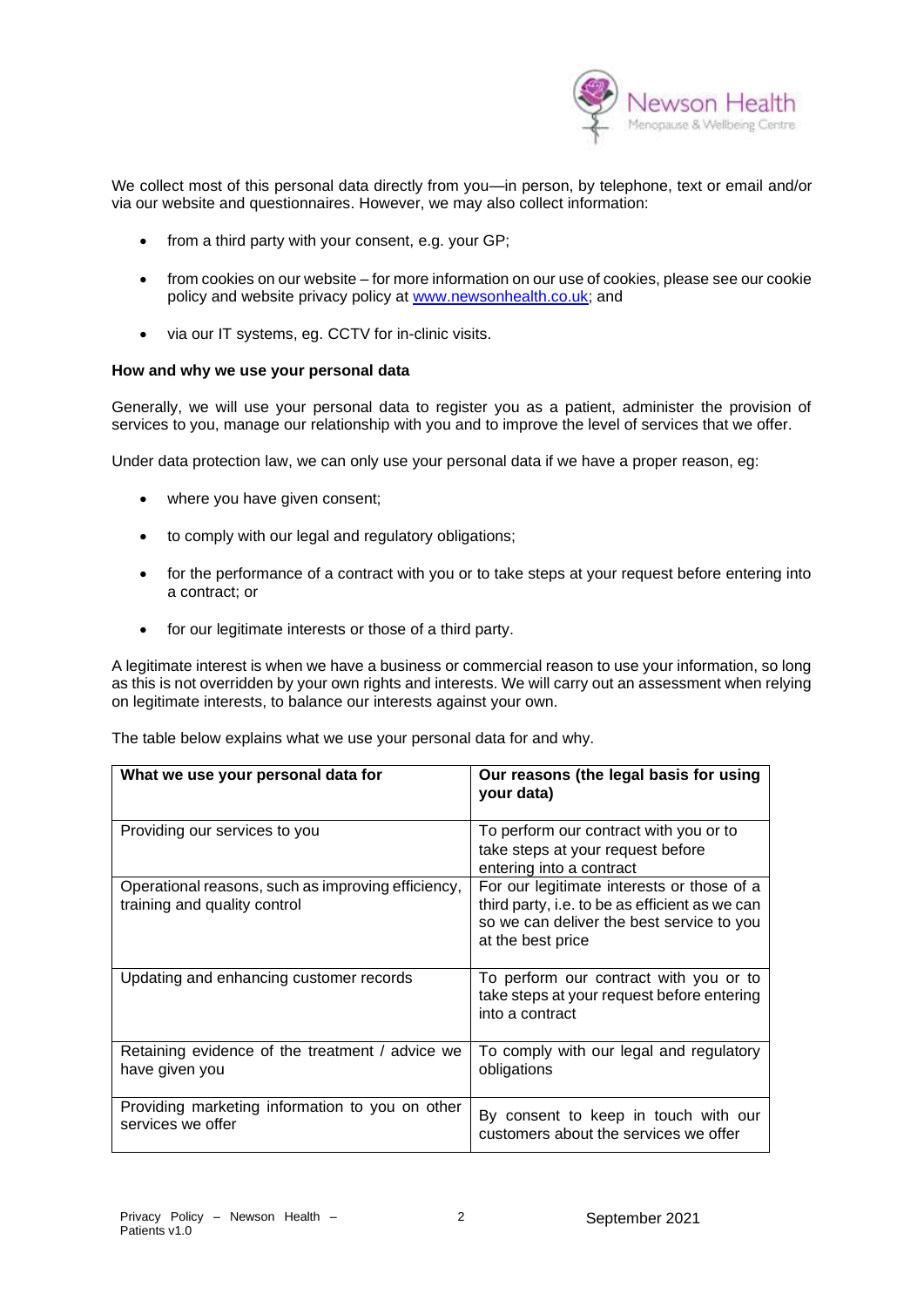We collect most of this personal data directly from you—in person, by telephone, text or email and/or via our website and questionnaires. However, we may also collect information:

- from a third party with your consent, e.g. your GP;
- from cookies on our website – for more information on our use of cookies, please see our cookie policy and website privacy policy at [www.newsonhealth.co.uk](www.newsonhealth.co.uk); and
- via our IT systems, eg. CCTV for in-clinic visits.

**How and why we use your personal data**

Generally, we will use your personal data to register you as a patient, administer the provision of services to you, manage our relationship with you and to improve the level of services that we offer.

Under data protection law, we can only use your personal data if we have a proper reason, eg:

- where you have given consent;
- to comply with our legal and regulatory obligations;
- for the performance of a contract with you or to take steps at your request before entering into a contract; or
- for our legitimate interests or those of a third party.

A legitimate interest is when we have a business or commercial reason to use your information, so long as this is not overridden by your own rights and interests. We will carry out an assessment when relying on legitimate interests, to balance our interests against your own.

The table below explains what we use your personal data for and why.

| What we use your personal data for | Our reasons (the legal basis for using your data) |
| --- | --- |
| Providing our services to you | To perform our contract with you or to take steps at your request before entering into a contract |
| Operational reasons, such as improving efficiency, training and quality control | For our legitimate interests or those of a third party, i.e. to be as efficient as we can so we can deliver the best service to you at the best price |
| Updating and enhancing customer records | To perform our contract with you or to take steps at your request before entering into a contract |
| Retaining evidence of the treatment / advice we have given you | To comply with our legal and regulatory obligations |
| Providing marketing information to you on other services we offer | By consent to keep in touch with our customers about the services we offer |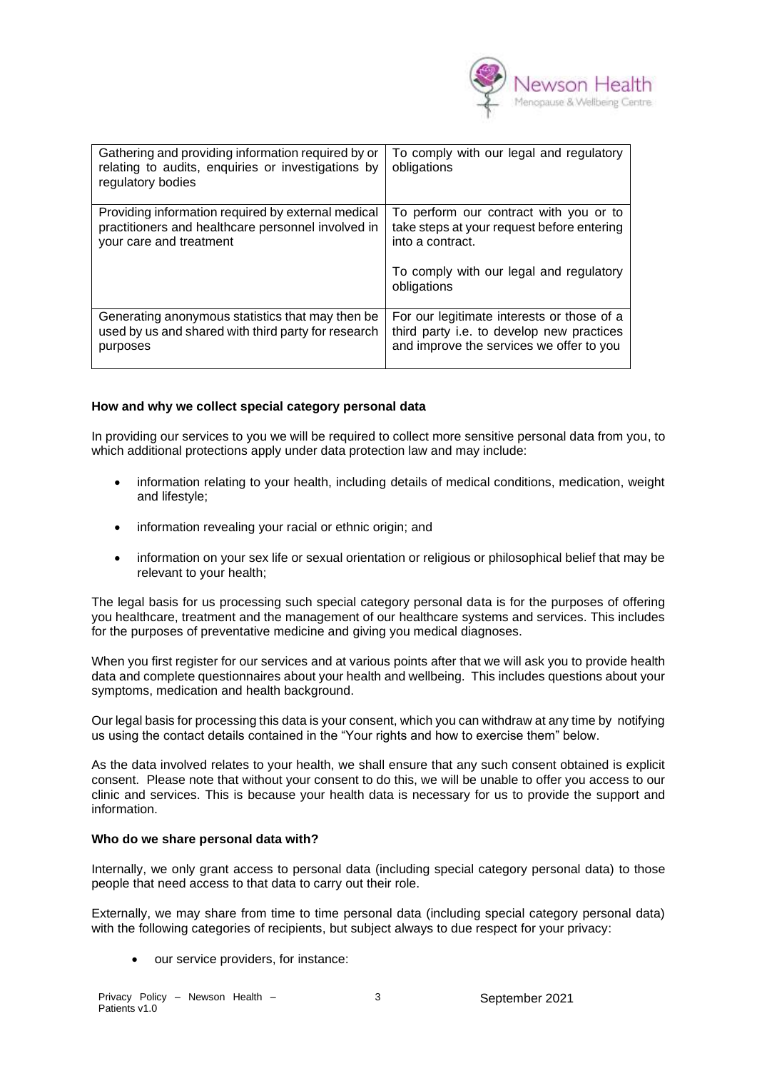| Gathering and providing information required by or relating to audits, enquiries or investigations by regulatory bodies | To comply with our legal and regulatory obligations |
| --- | --- |
| Providing information required by external medical practitioners and healthcare personnel involved in your care and treatment | To perform our contract with you or to take steps at your request before entering into a contract.<br><br>To comply with our legal and regulatory obligations |
| Generating anonymous statistics that may then be used by us and shared with third party for research purposes | For our legitimate interests or those of a third party i.e. to develop new practices and improve the services we offer to you |

**How and why we collect special category personal data**

In providing our services to you we will be required to collect more sensitive personal data from you, to which additional protections apply under data protection law and may include:

- information relating to your health, including details of medical conditions, medication, weight and lifestyle;
- information revealing your racial or ethnic origin; and
- information on your sex life or sexual orientation or religious or philosophical belief that may be relevant to your health;

The legal basis for us processing such special category personal data is for the purposes of offering you healthcare, treatment and the management of our healthcare systems and services. This includes for the purposes of preventative medicine and giving you medical diagnoses.

When you first register for our services and at various points after that we will ask you to provide health data and complete questionnaires about your health and wellbeing. This includes questions about your symptoms, medication and health background.

Our legal basis for processing this data is your consent, which you can withdraw at any time by notifying us using the contact details contained in the "Your rights and how to exercise them" below.

As the data involved relates to your health, we shall ensure that any such consent obtained is explicit consent. Please note that without your consent to do this, we will be unable to offer you access to our clinic and services. This is because your health data is necessary for us to provide the support and information.

**Who do we share personal data with?**

Internally, we only grant access to personal data (including special category personal data) to those people that need access to that data to carry out their role.

Externally, we may share from time to time personal data (including special category personal data) with the following categories of recipients, but subject always to due respect for your privacy:

- our service providers, for instance: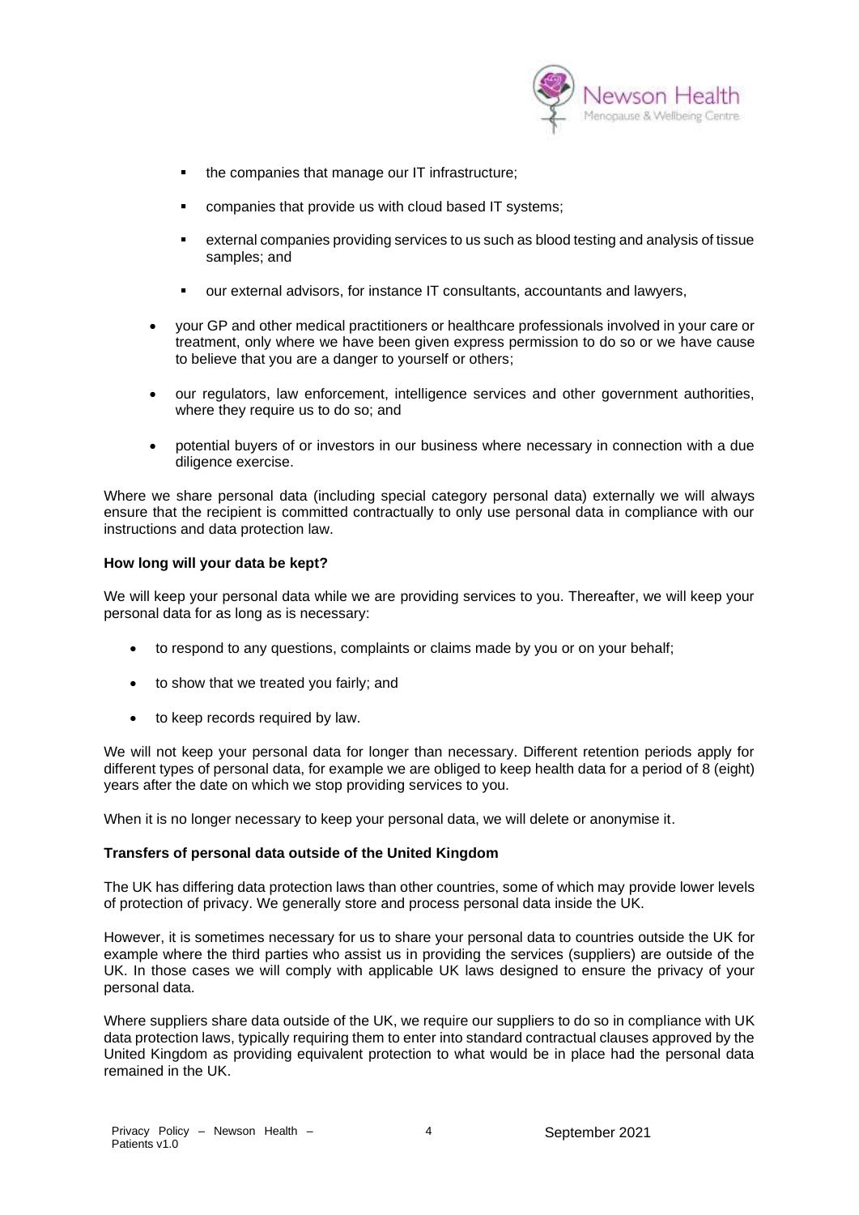- the companies that manage our IT infrastructure;
  - companies that provide us with cloud based IT systems;
  - external companies providing services to us such as blood testing and analysis of tissue samples; and
  - our external advisors, for instance IT consultants, accountants and lawyers,
- your GP and other medical practitioners or healthcare professionals involved in your care or treatment, only where we have been given express permission to do so or we have cause to believe that you are a danger to yourself or others;
- our regulators, law enforcement, intelligence services and other government authorities, where they require us to do so; and
- potential buyers of or investors in our business where necessary in connection with a due diligence exercise.

Where we share personal data (including special category personal data) externally we will always ensure that the recipient is committed contractually to only use personal data in compliance with our instructions and data protection law.

**How long will your data be kept?**

We will keep your personal data while we are providing services to you. Thereafter, we will keep your personal data for as long as is necessary:

- to respond to any questions, complaints or claims made by you or on your behalf;
- to show that we treated you fairly; and
- to keep records required by law.

We will not keep your personal data for longer than necessary. Different retention periods apply for different types of personal data, for example we are obliged to keep health data for a period of 8 (eight) years after the date on which we stop providing services to you.

When it is no longer necessary to keep your personal data, we will delete or anonymise it.

**Transfers of personal data outside of the United Kingdom**

The UK has differing data protection laws than other countries, some of which may provide lower levels of protection of privacy. We generally store and process personal data inside the UK.

However, it is sometimes necessary for us to share your personal data to countries outside the UK for example where the third parties who assist us in providing the services (suppliers) are outside of the UK. In those cases we will comply with applicable UK laws designed to ensure the privacy of your personal data.

Where suppliers share data outside of the UK, we require our suppliers to do so in compliance with UK data protection laws, typically requiring them to enter into standard contractual clauses approved by the United Kingdom as providing equivalent protection to what would be in place had the personal data remained in the UK.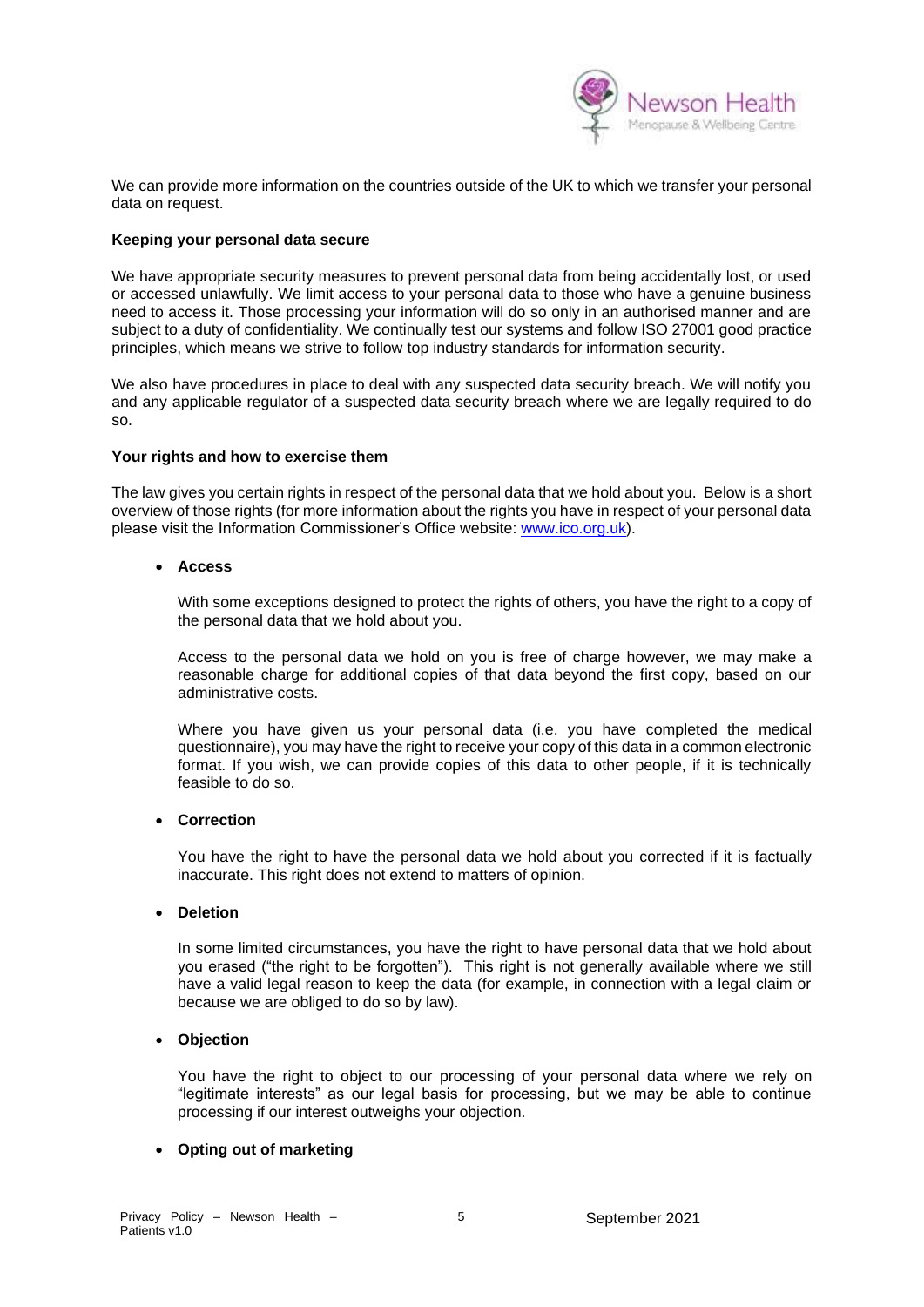We can provide more information on the countries outside of the UK to which we transfer your personal data on request.

**Keeping your personal data secure**

We have appropriate security measures to prevent personal data from being accidentally lost, or used or accessed unlawfully. We limit access to your personal data to those who have a genuine business need to access it. Those processing your information will do so only in an authorised manner and are subject to a duty of confidentiality. We continually test our systems and follow ISO 27001 good practice principles, which means we strive to follow top industry standards for information security.

We also have procedures in place to deal with any suspected data security breach. We will notify you and any applicable regulator of a suspected data security breach where we are legally required to do so.

**Your rights and how to exercise them**

The law gives you certain rights in respect of the personal data that we hold about you. Below is a short overview of those rights (for more information about the rights you have in respect of your personal data please visit the Information Commissioner's Office website: [www.ico.org.uk](www.ico.org.uk)).

- **Access**

  With some exceptions designed to protect the rights of others, you have the right to a copy of the personal data that we hold about you.

  Access to the personal data we hold on you is free of charge however, we may make a reasonable charge for additional copies of that data beyond the first copy, based on our administrative costs.

  Where you have given us your personal data (i.e. you have completed the medical questionnaire), you may have the right to receive your copy of this data in a common electronic format. If you wish, we can provide copies of this data to other people, if it is technically feasible to do so.

- **Correction**

  You have the right to have the personal data we hold about you corrected if it is factually inaccurate. This right does not extend to matters of opinion.

- **Deletion**

  In some limited circumstances, you have the right to have personal data that we hold about you erased ("the right to be forgotten"). This right is not generally available where we still have a valid legal reason to keep the data (for example, in connection with a legal claim or because we are obliged to do so by law).

- **Objection**

  You have the right to object to our processing of your personal data where we rely on "legitimate interests" as our legal basis for processing, but we may be able to continue processing if our interest outweighs your objection.

- **Opting out of marketing**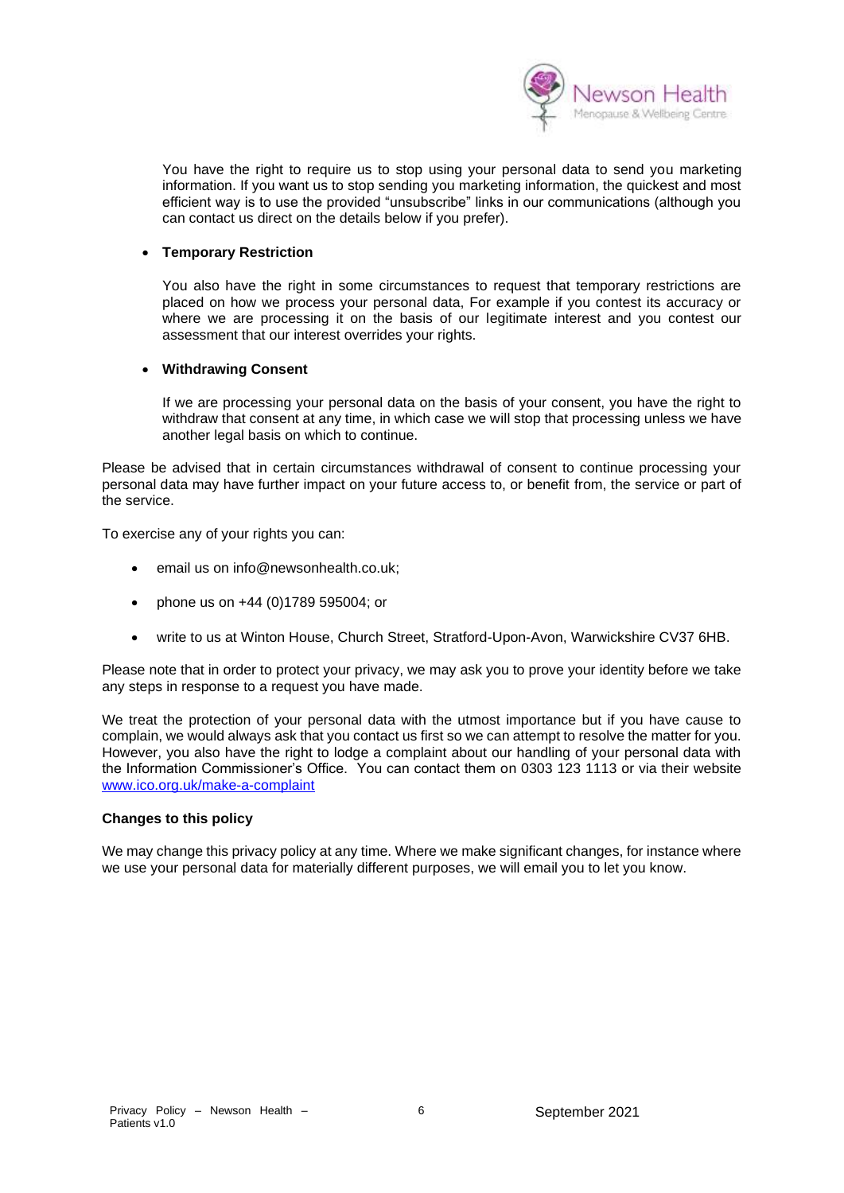You have the right to require us to stop using your personal data to send you marketing information. If you want us to stop sending you marketing information, the quickest and most efficient way is to use the provided "unsubscribe" links in our communications (although you can contact us direct on the details below if you prefer).

- **Temporary Restriction**

  You also have the right in some circumstances to request that temporary restrictions are placed on how we process your personal data, For example if you contest its accuracy or where we are processing it on the basis of our legitimate interest and you contest our assessment that our interest overrides your rights.

- **Withdrawing Consent**

  If we are processing your personal data on the basis of your consent, you have the right to withdraw that consent at any time, in which case we will stop that processing unless we have another legal basis on which to continue.

Please be advised that in certain circumstances withdrawal of consent to continue processing your personal data may have further impact on your future access to, or benefit from, the service or part of the service.

To exercise any of your rights you can:

- email us on info@newsonhealth.co.uk;
- phone us on +44 (0)1789 595004; or
- write to us at Winton House, Church Street, Stratford-Upon-Avon, Warwickshire CV37 6HB.

Please note that in order to protect your privacy, we may ask you to prove your identity before we take any steps in response to a request you have made.

We treat the protection of your personal data with the utmost importance but if you have cause to complain, we would always ask that you contact us first so we can attempt to resolve the matter for you. However, you also have the right to lodge a complaint about our handling of your personal data with the Information Commissioner's Office. You can contact them on 0303 123 1113 or via their website www.ico.org.uk/make-a-complaint

**Changes to this policy**

We may change this privacy policy at any time. Where we make significant changes, for instance where we use your personal data for materially different purposes, we will email you to let you know.